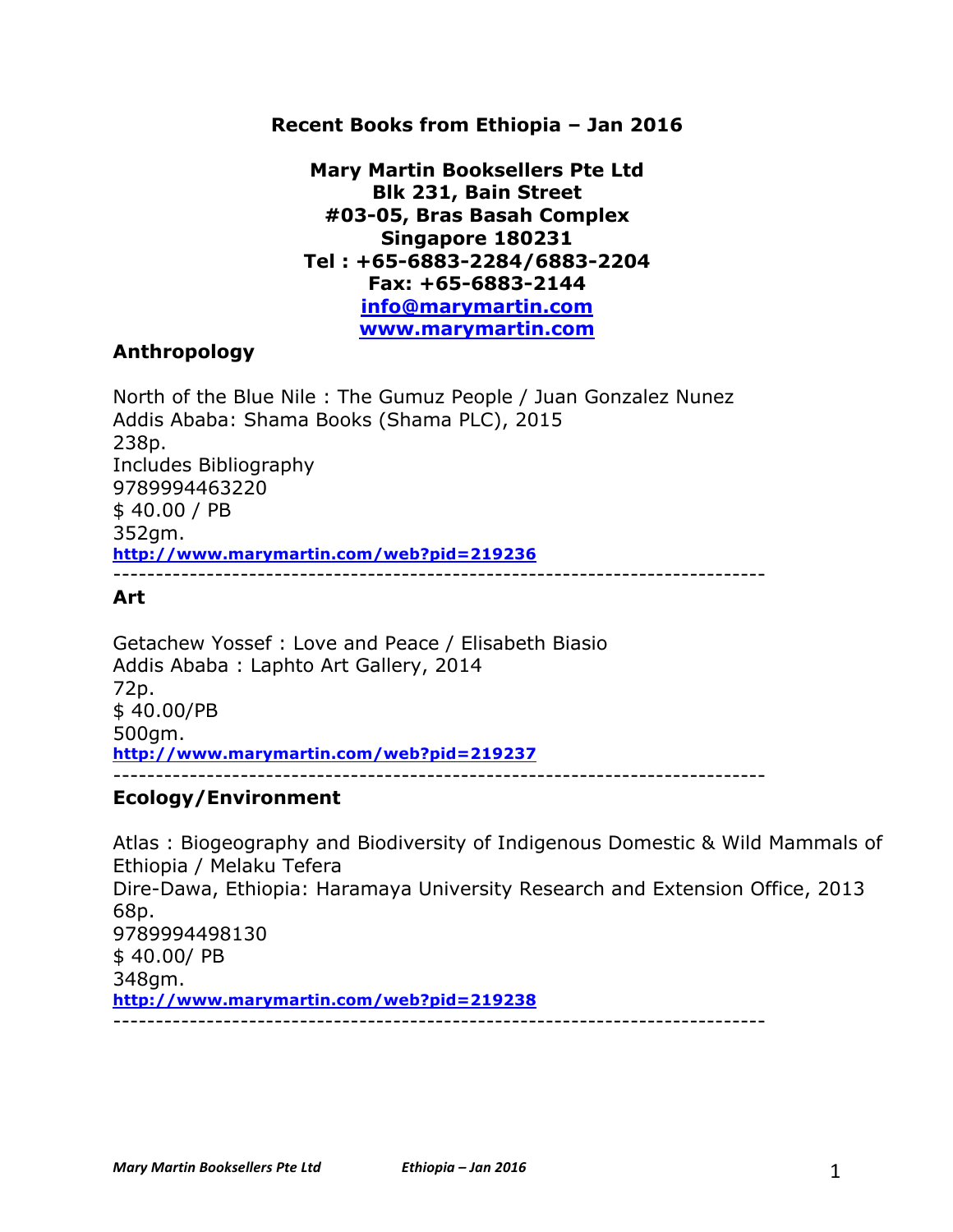**Recent Books from Ethiopia – Jan 2016**

**Mary Martin Booksellers Pte Ltd**
**Blk 231, Bain Street**
**#03-05, Bras Basah Complex**
**Singapore 180231**
**Tel : +65-6883-2284/6883-2204**
**Fax: +65-6883-2144**
**info@marymartin.com**
**www.marymartin.com**

## Anthropology

North of the Blue Nile : The Gumuz People / Juan Gonzalez Nunez
Addis Ababa: Shama Books (Shama PLC), 2015
238p.
Includes Bibliography
9789994463220
$ 40.00 / PB
352gm.
**http://www.marymartin.com/web?pid=219236**

---

## Art

Getachew Yossef : Love and Peace / Elisabeth Biasio
Addis Ababa : Laphto Art Gallery, 2014
72p.
$ 40.00/PB
500gm.
**http://www.marymartin.com/web?pid=219237**

---

## Ecology/Environment

Atlas : Biogeography and Biodiversity of Indigenous Domestic & Wild Mammals of Ethiopia / Melaku Tefera
Dire-Dawa, Ethiopia: Haramaya University Research and Extension Office, 2013
68p.
9789994498130
$ 40.00/ PB
348gm.
**http://www.marymartin.com/web?pid=219238**

---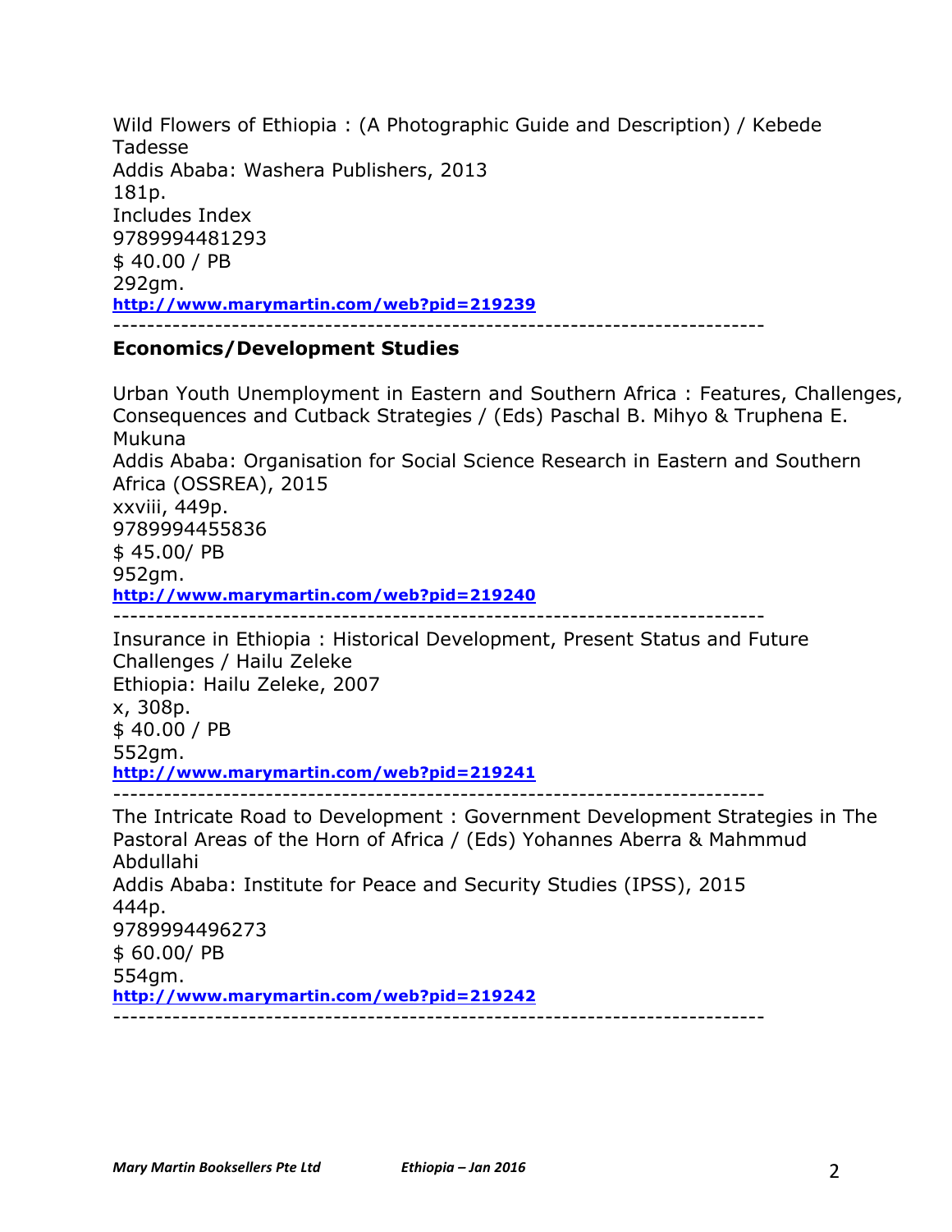Wild Flowers of Ethiopia : (A Photographic Guide and Description) / Kebede Tadesse
Addis Ababa: Washera Publishers, 2013
181p.
Includes Index
9789994481293
$ 40.00 / PB
292gm.
**http://www.marymartin.com/web?pid=219239**

----------------------------------------------------------------------------

## Economics/Development Studies

Urban Youth Unemployment in Eastern and Southern Africa : Features, Challenges, Consequences and Cutback Strategies / (Eds) Paschal B. Mihyo & Truphena E. Mukuna
Addis Ababa: Organisation for Social Science Research in Eastern and Southern Africa (OSSREA), 2015
xxviii, 449p.
9789994455836
$ 45.00/ PB
952gm.
**http://www.marymartin.com/web?pid=219240**

----------------------------------------------------------------------------

Insurance in Ethiopia : Historical Development, Present Status and Future Challenges / Hailu Zeleke
Ethiopia: Hailu Zeleke, 2007
x, 308p.
$ 40.00 / PB
552gm.
**http://www.marymartin.com/web?pid=219241**

----------------------------------------------------------------------------

The Intricate Road to Development : Government Development Strategies in The Pastoral Areas of the Horn of Africa / (Eds) Yohannes Aberra & Mahmmud Abdullahi
Addis Ababa: Institute for Peace and Security Studies (IPSS), 2015
444p.
9789994496273
$ 60.00/ PB
554gm.
**http://www.marymartin.com/web?pid=219242**

----------------------------------------------------------------------------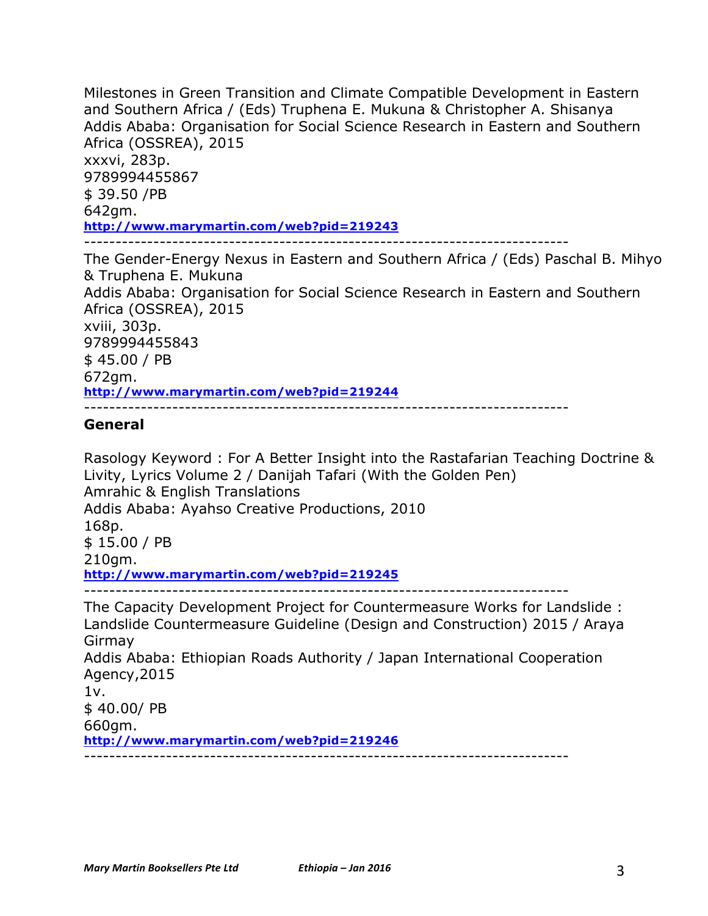Milestones in Green Transition and Climate Compatible Development in Eastern and Southern Africa / (Eds) Truphena E. Mukuna & Christopher A. Shisanya
Addis Ababa: Organisation for Social Science Research in Eastern and Southern Africa (OSSREA), 2015
xxxvi, 283p.
9789994455867
$ 39.50 /PB
642gm.
**http://www.marymartin.com/web?pid=219243**

---------------------------------------------------------------------------

The Gender-Energy Nexus in Eastern and Southern Africa / (Eds) Paschal B. Mihyo & Truphena E. Mukuna
Addis Ababa: Organisation for Social Science Research in Eastern and Southern Africa (OSSREA), 2015
xviii, 303p.
9789994455843
$ 45.00 / PB
672gm.
**http://www.marymartin.com/web?pid=219244**

---------------------------------------------------------------------------

## General

Rasology Keyword : For A Better Insight into the Rastafarian Teaching Doctrine & Livity, Lyrics Volume 2 / Danijah Tafari (With the Golden Pen)
Amrahic & English Translations
Addis Ababa: Ayahso Creative Productions, 2010
168p.
$ 15.00 / PB
210gm.
**http://www.marymartin.com/web?pid=219245**

---------------------------------------------------------------------------

The Capacity Development Project for Countermeasure Works for Landslide : Landslide Countermeasure Guideline (Design and Construction) 2015 / Araya Girmay
Addis Ababa: Ethiopian Roads Authority / Japan International Cooperation Agency,2015
1v.
$ 40.00/ PB
660gm.
**http://www.marymartin.com/web?pid=219246**

---------------------------------------------------------------------------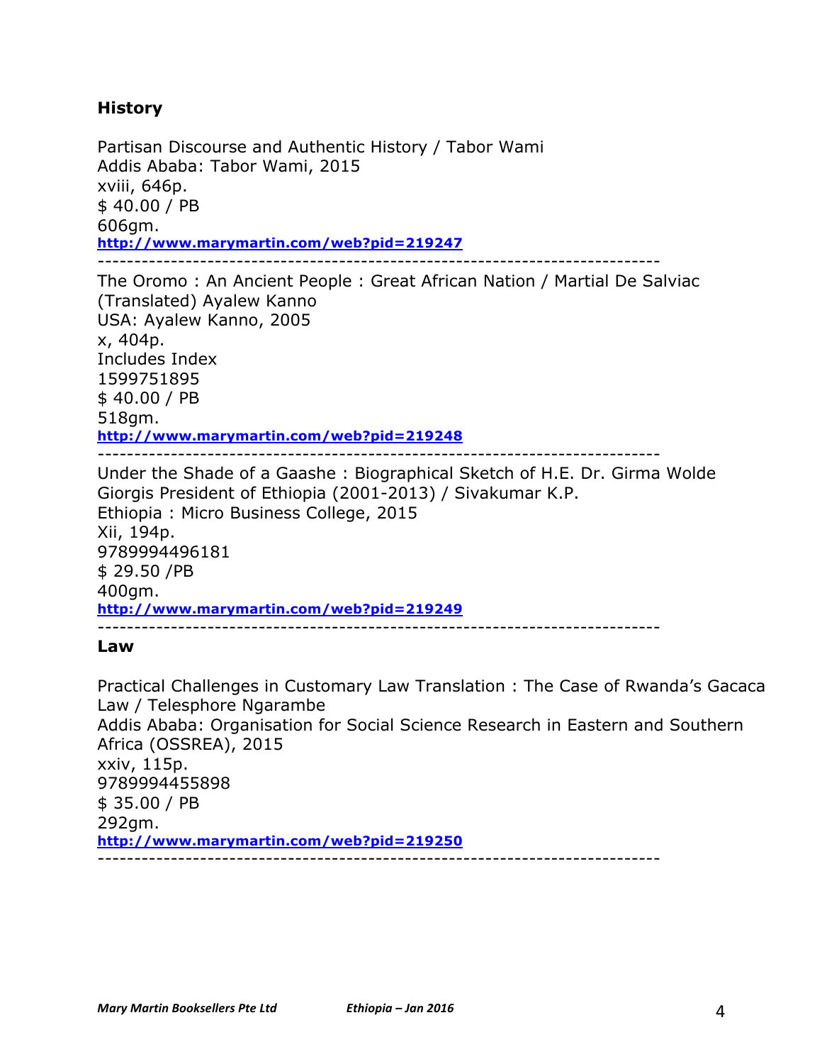## History

Partisan Discourse and Authentic History / Tabor Wami
Addis Ababa: Tabor Wami, 2015
xviii, 646p.
$ 40.00 / PB
606gm.
**http://www.marymartin.com/web?pid=219247**

---

The Oromo : An Ancient People : Great African Nation / Martial De Salviac
(Translated) Ayalew Kanno
USA: Ayalew Kanno, 2005
x, 404p.
Includes Index
1599751895
$ 40.00 / PB
518gm.
**http://www.marymartin.com/web?pid=219248**

---

Under the Shade of a Gaashe : Biographical Sketch of H.E. Dr. Girma Wolde Giorgis President of Ethiopia (2001-2013) / Sivakumar K.P.
Ethiopia : Micro Business College, 2015
Xii, 194p.
9789994496181
$ 29.50 /PB
400gm.
**http://www.marymartin.com/web?pid=219249**

---

## Law

Practical Challenges in Customary Law Translation : The Case of Rwanda's Gacaca Law / Telesphore Ngarambe
Addis Ababa: Organisation for Social Science Research in Eastern and Southern Africa (OSSREA), 2015
xxiv, 115p.
9789994455898
$ 35.00 / PB
292gm.
**http://www.marymartin.com/web?pid=219250**

---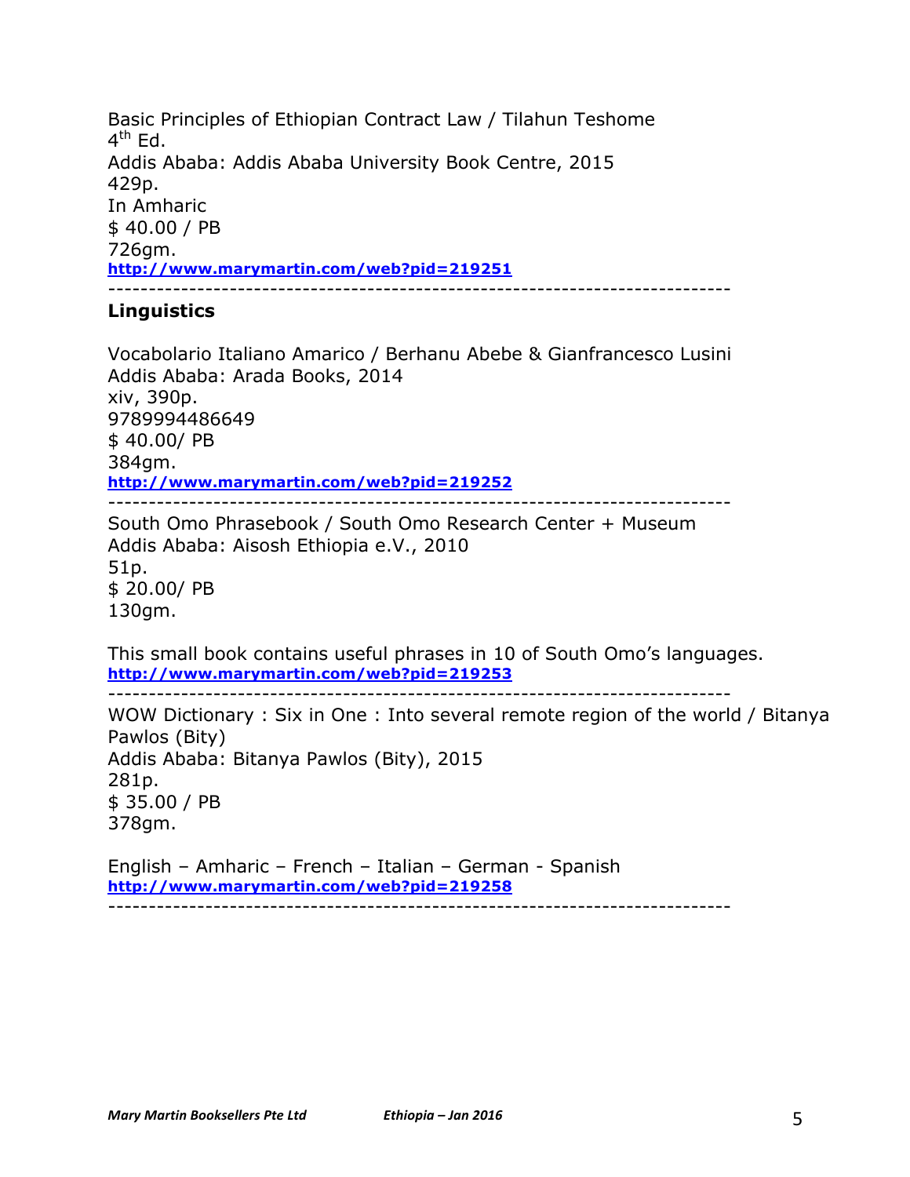Basic Principles of Ethiopian Contract Law / Tilahun Teshome
4th Ed.
Addis Ababa: Addis Ababa University Book Centre, 2015
429p.
In Amharic
$ 40.00 / PB
726gm.
**http://www.marymartin.com/web?pid=219251**

---

## Linguistics

Vocabolario Italiano Amarico / Berhanu Abebe & Gianfrancesco Lusini
Addis Ababa: Arada Books, 2014
xiv, 390p.
9789994486649
$ 40.00/ PB
384gm.
**http://www.marymartin.com/web?pid=219252**

---

South Omo Phrasebook / South Omo Research Center + Museum
Addis Ababa: Aisosh Ethiopia e.V., 2010
51p.
$ 20.00/ PB
130gm.

This small book contains useful phrases in 10 of South Omo's languages.
**http://www.marymartin.com/web?pid=219253**

---

WOW Dictionary : Six in One : Into several remote region of the world / Bitanya Pawlos (Bity)
Addis Ababa: Bitanya Pawlos (Bity), 2015
281p.
$ 35.00 / PB
378gm.

English – Amharic – French – Italian – German - Spanish
**http://www.marymartin.com/web?pid=219258**

---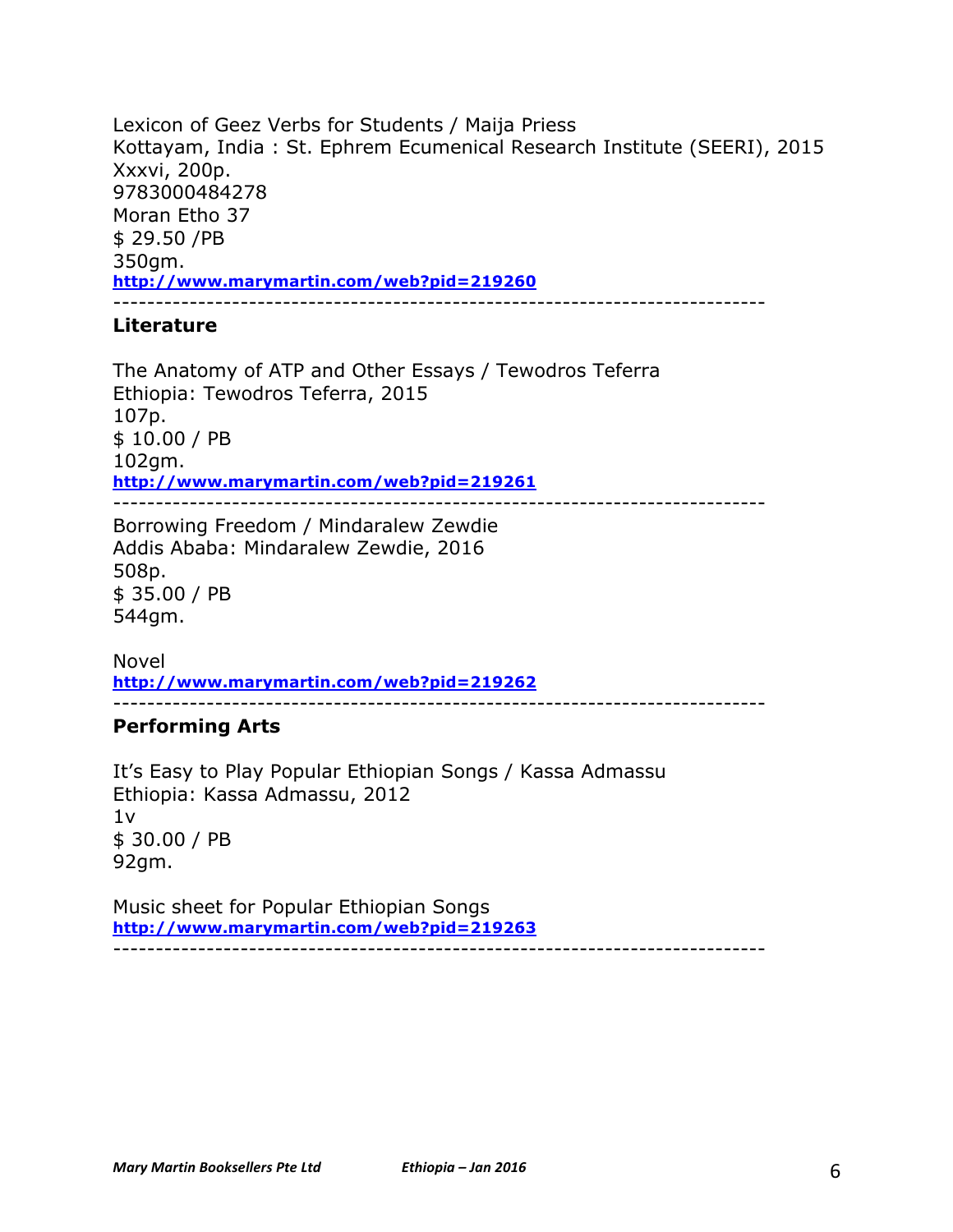Lexicon of Geez Verbs for Students / Maija Priess
Kottayam, India : St. Ephrem Ecumenical Research Institute (SEERI), 2015
Xxxvi, 200p.
9783000484278
Moran Etho 37
$ 29.50 /PB
350gm.
**http://www.marymartin.com/web?pid=219260**

---

## Literature

The Anatomy of ATP and Other Essays / Tewodros Teferra
Ethiopia: Tewodros Teferra, 2015
107p.
$ 10.00 / PB
102gm.
**http://www.marymartin.com/web?pid=219261**

---

Borrowing Freedom / Mindaralew Zewdie
Addis Ababa: Mindaralew Zewdie, 2016
508p.
$ 35.00 / PB
544gm.

Novel
**http://www.marymartin.com/web?pid=219262**

---

## Performing Arts

It's Easy to Play Popular Ethiopian Songs / Kassa Admassu
Ethiopia: Kassa Admassu, 2012
1v
$ 30.00 / PB
92gm.

Music sheet for Popular Ethiopian Songs
**http://www.marymartin.com/web?pid=219263**

---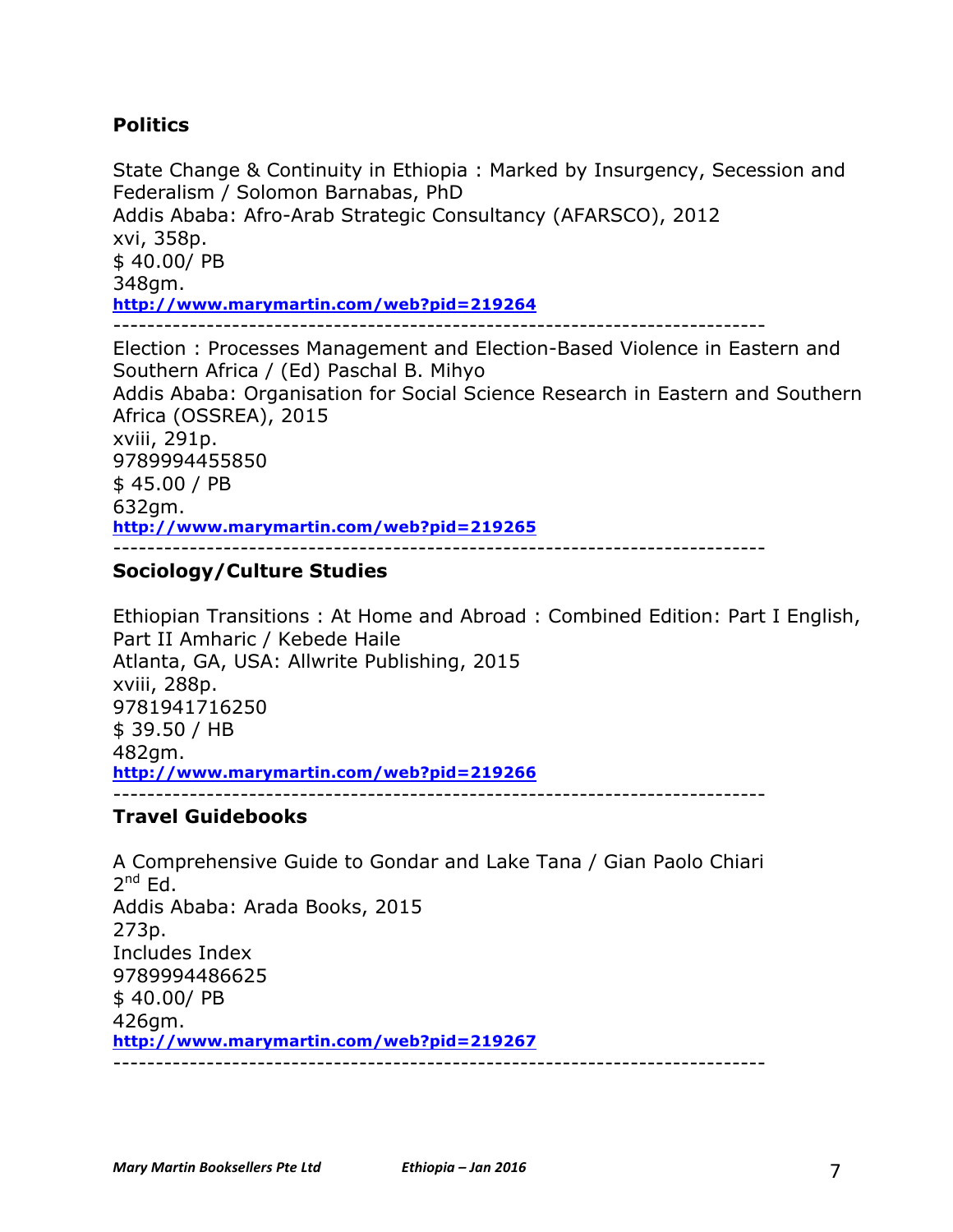## Politics

State Change & Continuity in Ethiopia : Marked by Insurgency, Secession and Federalism / Solomon Barnabas, PhD
Addis Ababa: Afro-Arab Strategic Consultancy (AFARSCO), 2012
xvi, 358p.
$ 40.00/ PB
348gm.
**http://www.marymartin.com/web?pid=219264**

---

Election : Processes Management and Election-Based Violence in Eastern and Southern Africa / (Ed) Paschal B. Mihyo
Addis Ababa: Organisation for Social Science Research in Eastern and Southern Africa (OSSREA), 2015
xviii, 291p.
9789994455850
$ 45.00 / PB
632gm.
**http://www.marymartin.com/web?pid=219265**

---

## Sociology/Culture Studies

Ethiopian Transitions : At Home and Abroad : Combined Edition: Part I English, Part II Amharic / Kebede Haile
Atlanta, GA, USA: Allwrite Publishing, 2015
xviii, 288p.
9781941716250
$ 39.50 / HB
482gm.
**http://www.marymartin.com/web?pid=219266**

---

## Travel Guidebooks

A Comprehensive Guide to Gondar and Lake Tana / Gian Paolo Chiari
2nd Ed.
Addis Ababa: Arada Books, 2015
273p.
Includes Index
9789994486625
$ 40.00/ PB
426gm.
**http://www.marymartin.com/web?pid=219267**

---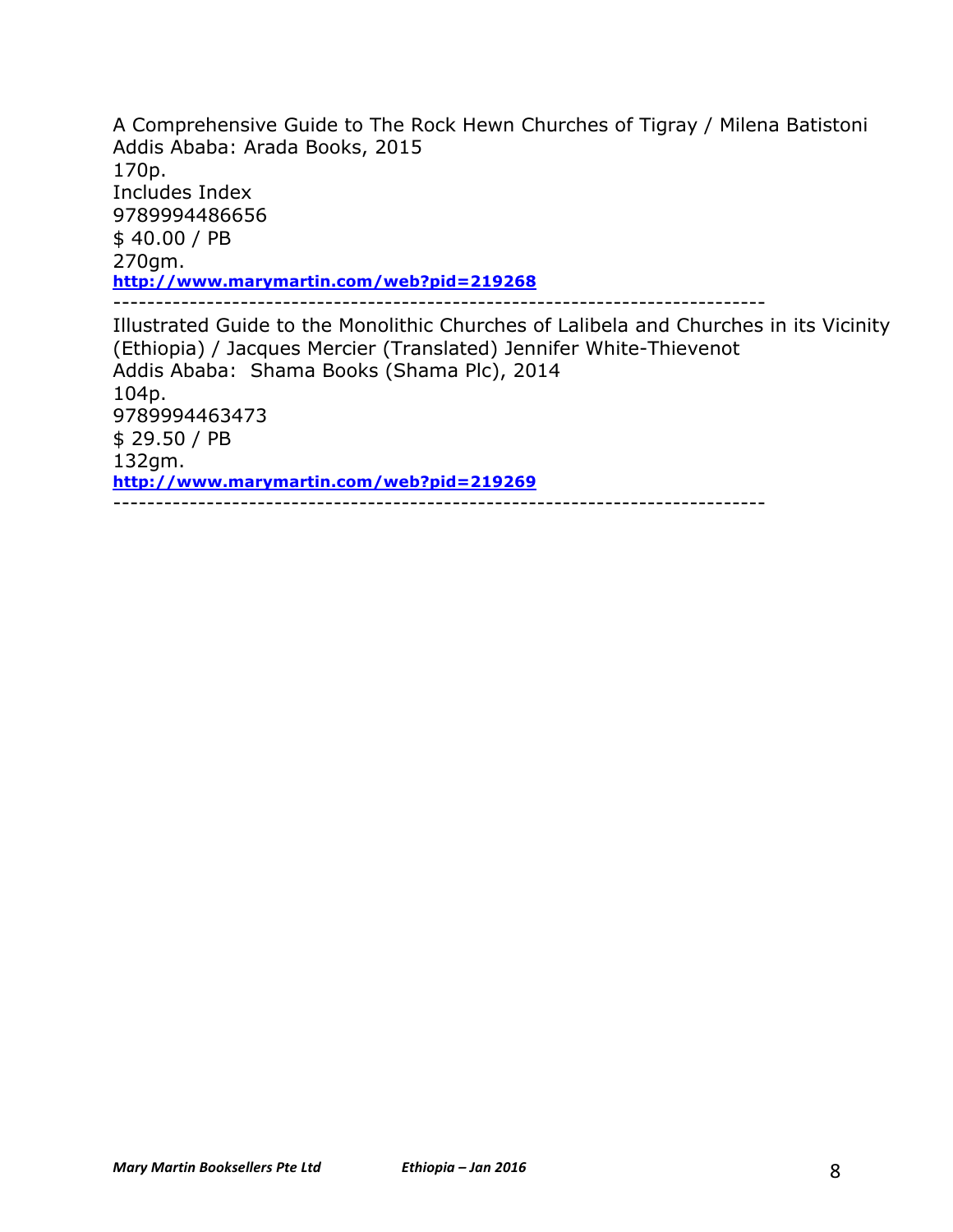A Comprehensive Guide to The Rock Hewn Churches of Tigray / Milena Batistoni
Addis Ababa: Arada Books, 2015
170p.
Includes Index
9789994486656
$ 40.00 / PB
270gm.
**http://www.marymartin.com/web?pid=219268**

---

Illustrated Guide to the Monolithic Churches of Lalibela and Churches in its Vicinity (Ethiopia) / Jacques Mercier (Translated) Jennifer White-Thievenot
Addis Ababa: Shama Books (Shama Plc), 2014
104p.
9789994463473
$ 29.50 / PB
132gm.
**http://www.marymartin.com/web?pid=219269**

---